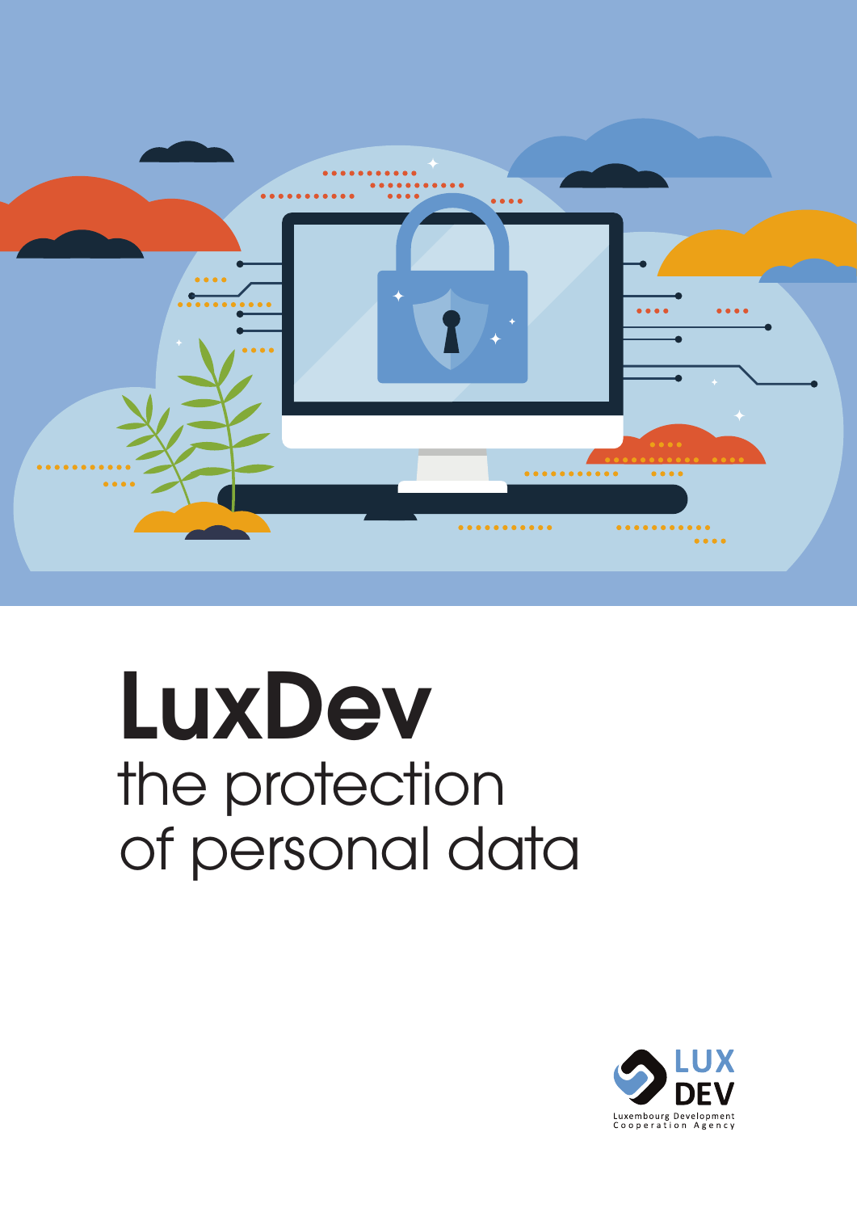# LuxDev

## the protection of personal data

LUX DEV
Luxembourg Development Cooperation Agency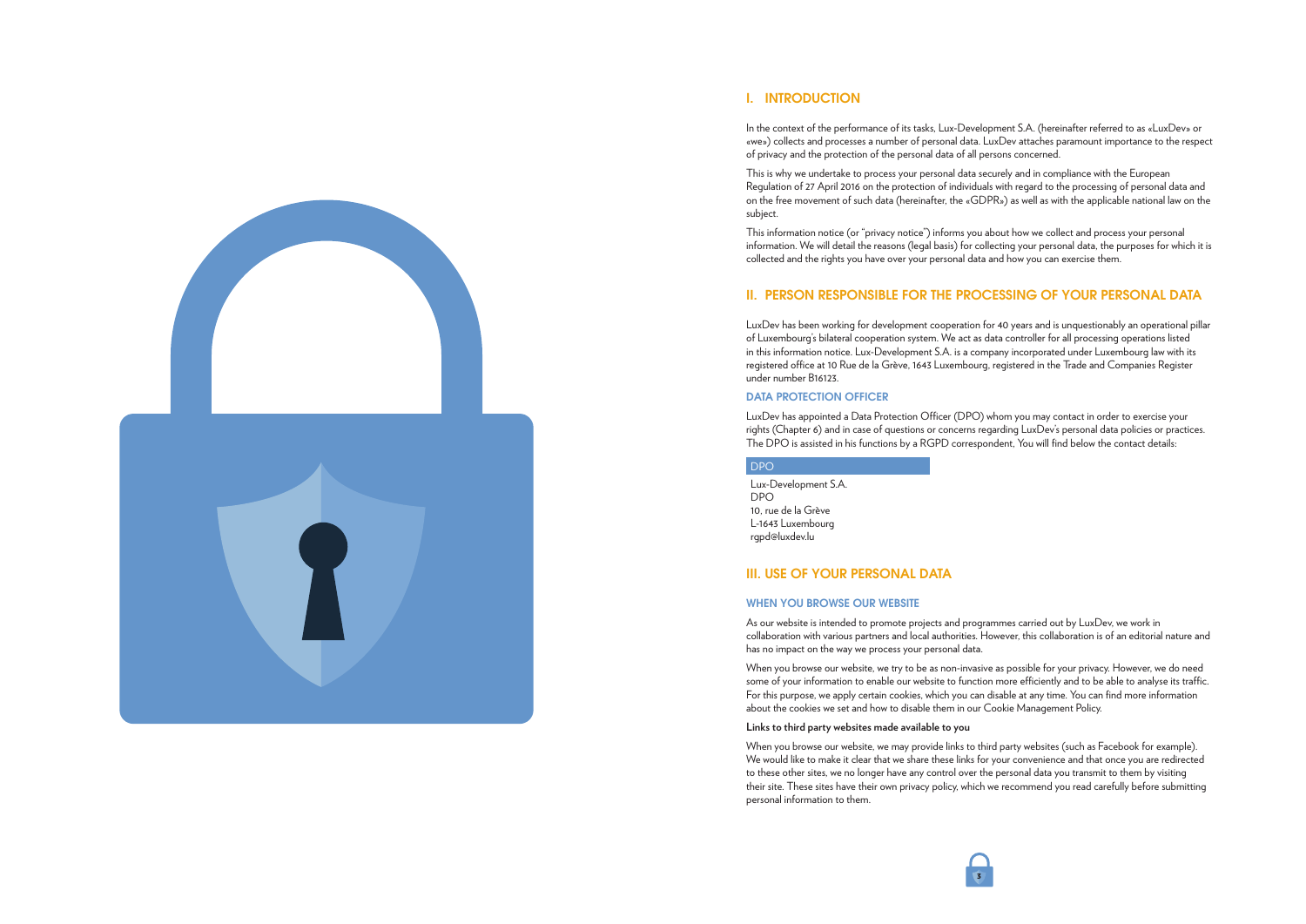## I. INTRODUCTION

In the context of the performance of its tasks, Lux-Development S.A. (hereinafter referred to as «LuxDev» or «we») collects and processes a number of personal data. LuxDev attaches paramount importance to the respect of privacy and the protection of the personal data of all persons concerned.

This is why we undertake to process your personal data securely and in compliance with the European Regulation of 27 April 2016 on the protection of individuals with regard to the processing of personal data and on the free movement of such data (hereinafter, the «GDPR») as well as with the applicable national law on the subject.

This information notice (or "privacy notice") informs you about how we collect and process your personal information. We will detail the reasons (legal basis) for collecting your personal data, the purposes for which it is collected and the rights you have over your personal data and how you can exercise them.

## II. PERSON RESPONSIBLE FOR THE PROCESSING OF YOUR PERSONAL DATA

LuxDev has been working for development cooperation for 40 years and is unquestionably an operational pillar of Luxembourg's bilateral cooperation system. We act as data controller for all processing operations listed in this information notice. Lux-Development S.A. is a company incorporated under Luxembourg law with its registered office at 10 Rue de la Grève, 1643 Luxembourg, registered in the Trade and Companies Register under number B16123.

### DATA PROTECTION OFFICER

LuxDev has appointed a Data Protection Officer (DPO) whom you may contact in order to exercise your rights (Chapter 6) and in case of questions or concerns regarding LuxDev's personal data policies or practices. The DPO is assisted in his functions by a RGPD correspondent, You will find below the contact details:

**DPO**

Lux-Development S.A.
DPO
10, rue de la Grève
L-1643 Luxembourg
rgpd@luxdev.lu

## III. USE OF YOUR PERSONAL DATA

### WHEN YOU BROWSE OUR WEBSITE

As our website is intended to promote projects and programmes carried out by LuxDev, we work in collaboration with various partners and local authorities. However, this collaboration is of an editorial nature and has no impact on the way we process your personal data.

When you browse our website, we try to be as non-invasive as possible for your privacy. However, we do need some of your information to enable our website to function more efficiently and to be able to analyse its traffic. For this purpose, we apply certain cookies, which you can disable at any time. You can find more information about the cookies we set and how to disable them in our Cookie Management Policy.

**Links to third party websites made available to you**

When you browse our website, we may provide links to third party websites (such as Facebook for example). We would like to make it clear that we share these links for your convenience and that once you are redirected to these other sites, we no longer have any control over the personal data you transmit to them by visiting their site. These sites have their own privacy policy, which we recommend you read carefully before submitting personal information to them.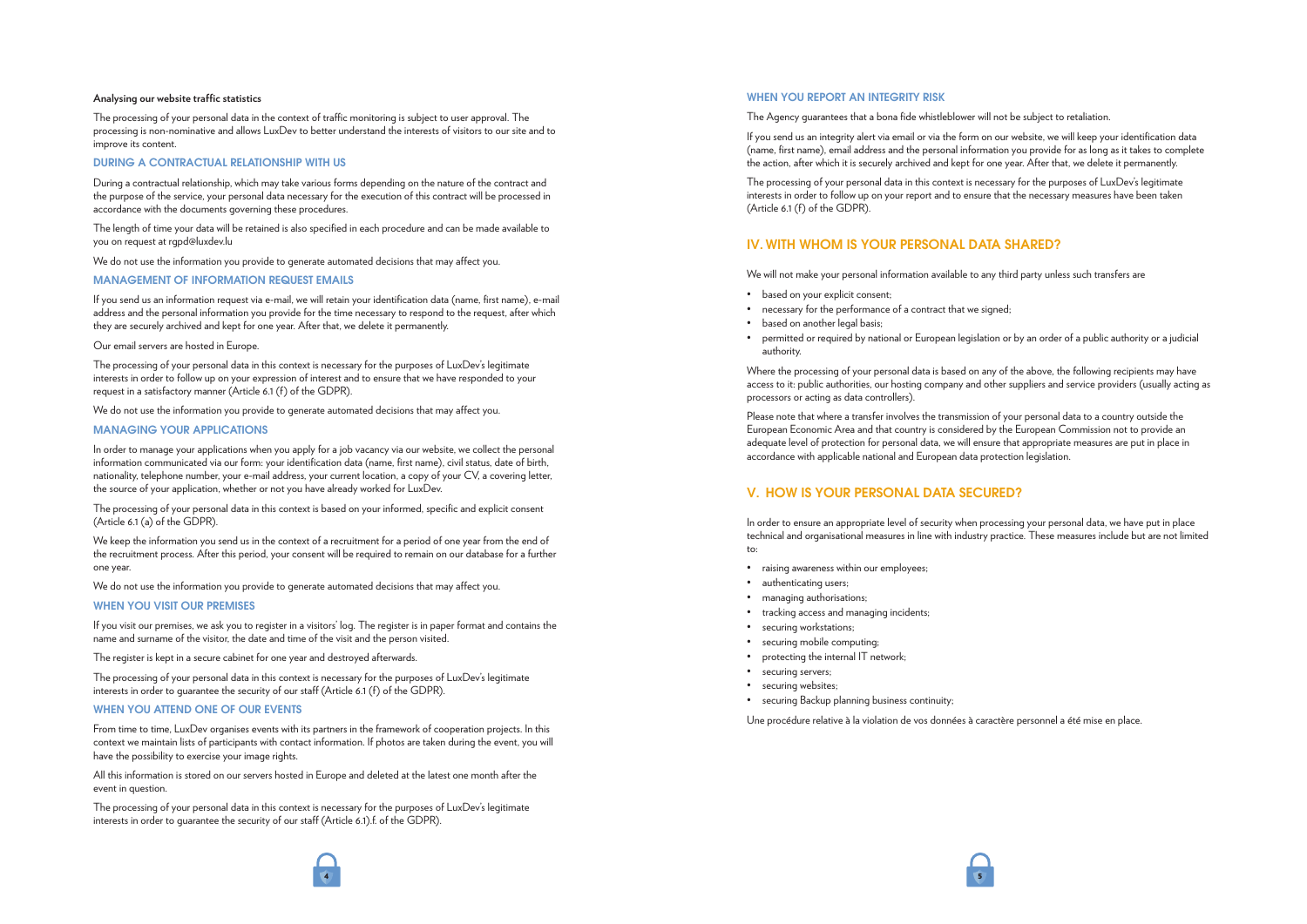**Analysing our website traffic statistics**

The processing of your personal data in the context of traffic monitoring is subject to user approval. The processing is non-nominative and allows LuxDev to better understand the interests of visitors to our site and to improve its content.

### DURING A CONTRACTUAL RELATIONSHIP WITH US

During a contractual relationship, which may take various forms depending on the nature of the contract and the purpose of the service, your personal data necessary for the execution of this contract will be processed in accordance with the documents governing these procedures.

The length of time your data will be retained is also specified in each procedure and can be made available to you on request at rgpd@luxdev.lu

We do not use the information you provide to generate automated decisions that may affect you.

### MANAGEMENT OF INFORMATION REQUEST EMAILS

If you send us an information request via e-mail, we will retain your identification data (name, first name), e-mail address and the personal information you provide for the time necessary to respond to the request, after which they are securely archived and kept for one year. After that, we delete it permanently.

Our email servers are hosted in Europe.

The processing of your personal data in this context is necessary for the purposes of LuxDev's legitimate interests in order to follow up on your expression of interest and to ensure that we have responded to your request in a satisfactory manner (Article 6.1 (f) of the GDPR).

We do not use the information you provide to generate automated decisions that may affect you.

### MANAGING YOUR APPLICATIONS

In order to manage your applications when you apply for a job vacancy via our website, we collect the personal information communicated via our form: your identification data (name, first name), civil status, date of birth, nationality, telephone number, your e-mail address, your current location, a copy of your CV, a covering letter, the source of your application, whether or not you have already worked for LuxDev.

The processing of your personal data in this context is based on your informed, specific and explicit consent (Article 6.1 (a) of the GDPR).

We keep the information you send us in the context of a recruitment for a period of one year from the end of the recruitment process. After this period, your consent will be required to remain on our database for a further one year.

We do not use the information you provide to generate automated decisions that may affect you.

### WHEN YOU VISIT OUR PREMISES

If you visit our premises, we ask you to register in a visitors' log. The register is in paper format and contains the name and surname of the visitor, the date and time of the visit and the person visited.

The register is kept in a secure cabinet for one year and destroyed afterwards.

The processing of your personal data in this context is necessary for the purposes of LuxDev's legitimate interests in order to guarantee the security of our staff (Article 6.1 (f) of the GDPR).

### WHEN YOU ATTEND ONE OF OUR EVENTS

From time to time, LuxDev organises events with its partners in the framework of cooperation projects. In this context we maintain lists of participants with contact information. If photos are taken during the event, you will have the possibility to exercise your image rights.

All this information is stored on our servers hosted in Europe and deleted at the latest one month after the event in question.

The processing of your personal data in this context is necessary for the purposes of LuxDev's legitimate interests in order to guarantee the security of our staff (Article 6.1).f. of the GDPR).

### WHEN YOU REPORT AN INTEGRITY RISK

The Agency guarantees that a bona fide whistleblower will not be subject to retaliation.

If you send us an integrity alert via email or via the form on our website, we will keep your identification data (name, first name), email address and the personal information you provide for as long as it takes to complete the action, after which it is securely archived and kept for one year. After that, we delete it permanently.

The processing of your personal data in this context is necessary for the purposes of LuxDev's legitimate interests in order to follow up on your report and to ensure that the necessary measures have been taken (Article 6.1 (f) of the GDPR).

## IV. WITH WHOM IS YOUR PERSONAL DATA SHARED?

We will not make your personal information available to any third party unless such transfers are

- based on your explicit consent;
- necessary for the performance of a contract that we signed;
- based on another legal basis;
- permitted or required by national or European legislation or by an order of a public authority or a judicial authority.

Where the processing of your personal data is based on any of the above, the following recipients may have access to it: public authorities, our hosting company and other suppliers and service providers (usually acting as processors or acting as data controllers).

Please note that where a transfer involves the transmission of your personal data to a country outside the European Economic Area and that country is considered by the European Commission not to provide an adequate level of protection for personal data, we will ensure that appropriate measures are put in place in accordance with applicable national and European data protection legislation.

## V. HOW IS YOUR PERSONAL DATA SECURED?

In order to ensure an appropriate level of security when processing your personal data, we have put in place technical and organisational measures in line with industry practice. These measures include but are not limited to:

- raising awareness within our employees;
- authenticating users;
- managing authorisations;
- tracking access and managing incidents;
- securing workstations;
- securing mobile computing;
- protecting the internal IT network;
- securing servers;
- securing websites;
- securing Backup planning business continuity;

Une procédure relative à la violation de vos données à caractère personnel a été mise en place.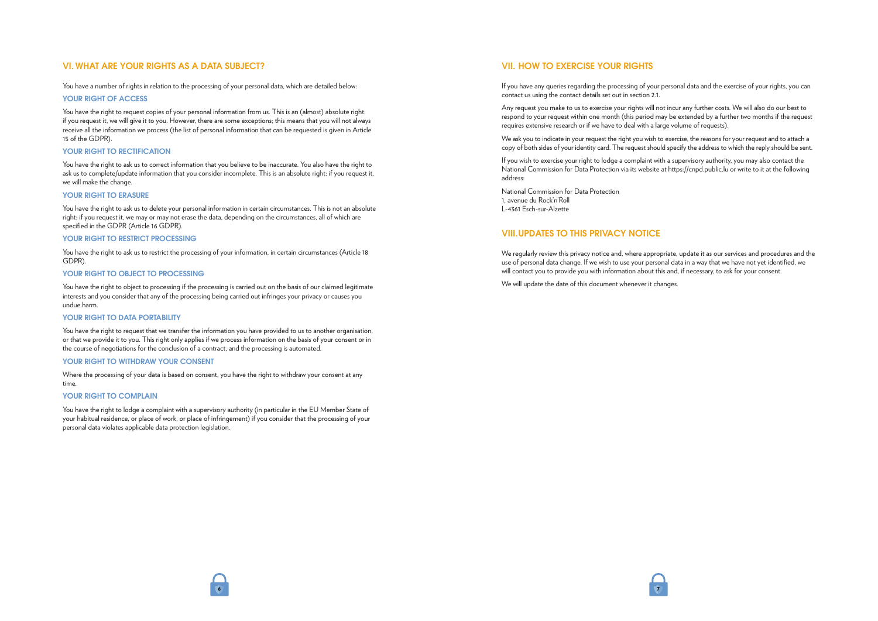## VI. WHAT ARE YOUR RIGHTS AS A DATA SUBJECT?

You have a number of rights in relation to the processing of your personal data, which are detailed below:

### YOUR RIGHT OF ACCESS

You have the right to request copies of your personal information from us. This is an (almost) absolute right: if you request it, we will give it to you. However, there are some exceptions; this means that you will not always receive all the information we process (the list of personal information that can be requested is given in Article 15 of the GDPR).

### YOUR RIGHT TO RECTIFICATION

You have the right to ask us to correct information that you believe to be inaccurate. You also have the right to ask us to complete/update information that you consider incomplete. This is an absolute right: if you request it, we will make the change.

### YOUR RIGHT TO ERASURE

You have the right to ask us to delete your personal information in certain circumstances. This is not an absolute right: if you request it, we may or may not erase the data, depending on the circumstances, all of which are specified in the GDPR (Article 16 GDPR).

### YOUR RIGHT TO RESTRICT PROCESSING

You have the right to ask us to restrict the processing of your information, in certain circumstances (Article 18 GDPR).

### YOUR RIGHT TO OBJECT TO PROCESSING

You have the right to object to processing if the processing is carried out on the basis of our claimed legitimate interests and you consider that any of the processing being carried out infringes your privacy or causes you undue harm.

### YOUR RIGHT TO DATA PORTABILITY

You have the right to request that we transfer the information you have provided to us to another organisation, or that we provide it to you. This right only applies if we process information on the basis of your consent or in the course of negotiations for the conclusion of a contract, and the processing is automated.

### YOUR RIGHT TO WITHDRAW YOUR CONSENT

Where the processing of your data is based on consent, you have the right to withdraw your consent at any time.

### YOUR RIGHT TO COMPLAIN

You have the right to lodge a complaint with a supervisory authority (in particular in the EU Member State of your habitual residence, or place of work, or place of infringement) if you consider that the processing of your personal data violates applicable data protection legislation.

## VII. HOW TO EXERCISE YOUR RIGHTS

If you have any queries regarding the processing of your personal data and the exercise of your rights, you can contact us using the contact details set out in section 2.1.

Any request you make to us to exercise your rights will not incur any further costs. We will also do our best to respond to your request within one month (this period may be extended by a further two months if the request requires extensive research or if we have to deal with a large volume of requests).

We ask you to indicate in your request the right you wish to exercise, the reasons for your request and to attach a copy of both sides of your identity card. The request should specify the address to which the reply should be sent.

If you wish to exercise your right to lodge a complaint with a supervisory authority, you may also contact the National Commission for Data Protection via its website at https://cnpd.public.lu or write to it at the following address:

National Commission for Data Protection
1, avenue du Rock'n'Roll
L-4361 Esch-sur-Alzette

## VIII. UPDATES TO THIS PRIVACY NOTICE

We regularly review this privacy notice and, where appropriate, update it as our services and procedures and the use of personal data change. If we wish to use your personal data in a way that we have not yet identified, we will contact you to provide you with information about this and, if necessary, to ask for your consent.

We will update the date of this document whenever it changes.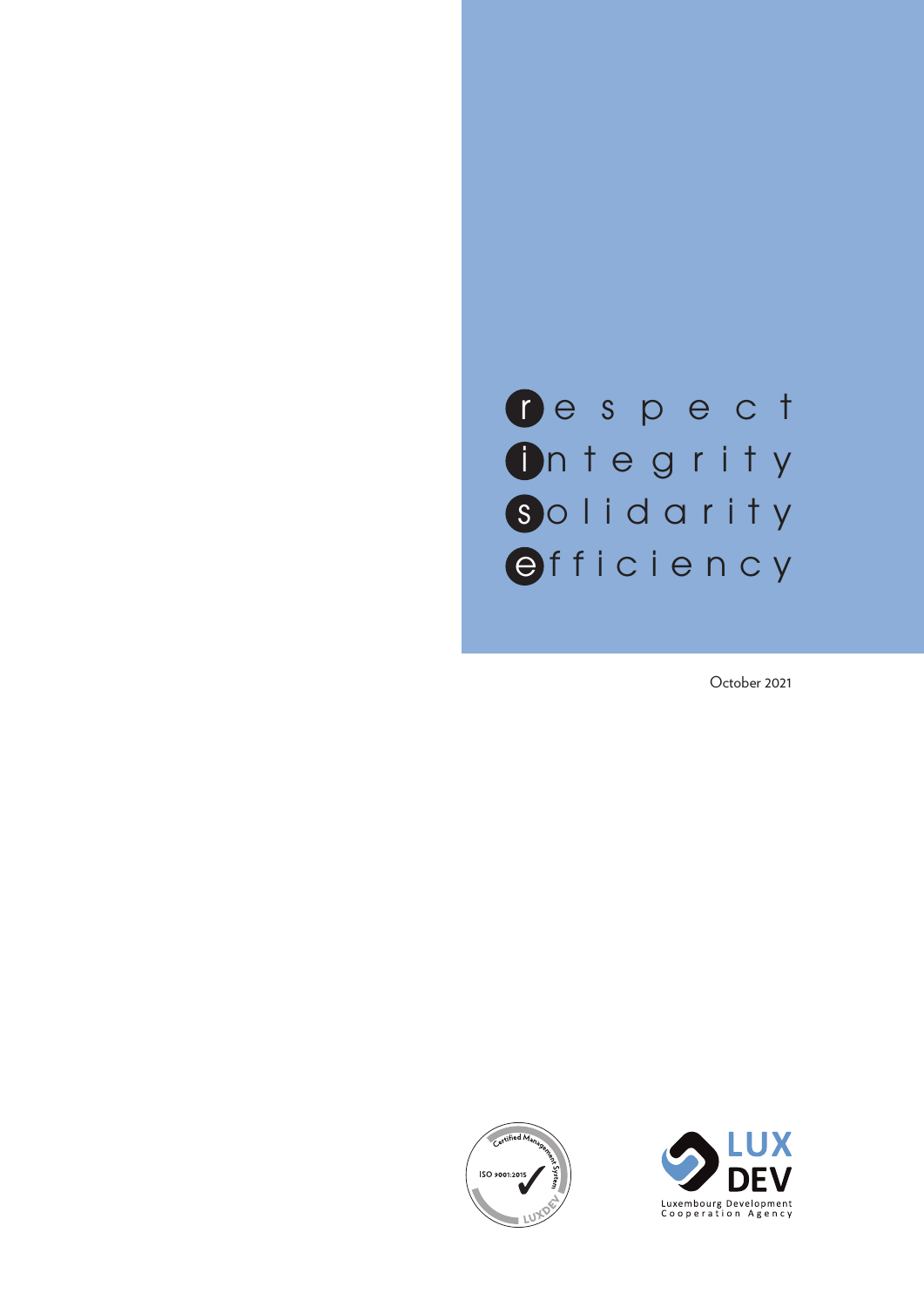respect
integrity
solidarity
efficiency

October 2021

Certified Management System
ISO 9001:2015
LUXDEV

LUX DEV
Luxembourg Development Cooperation Agency